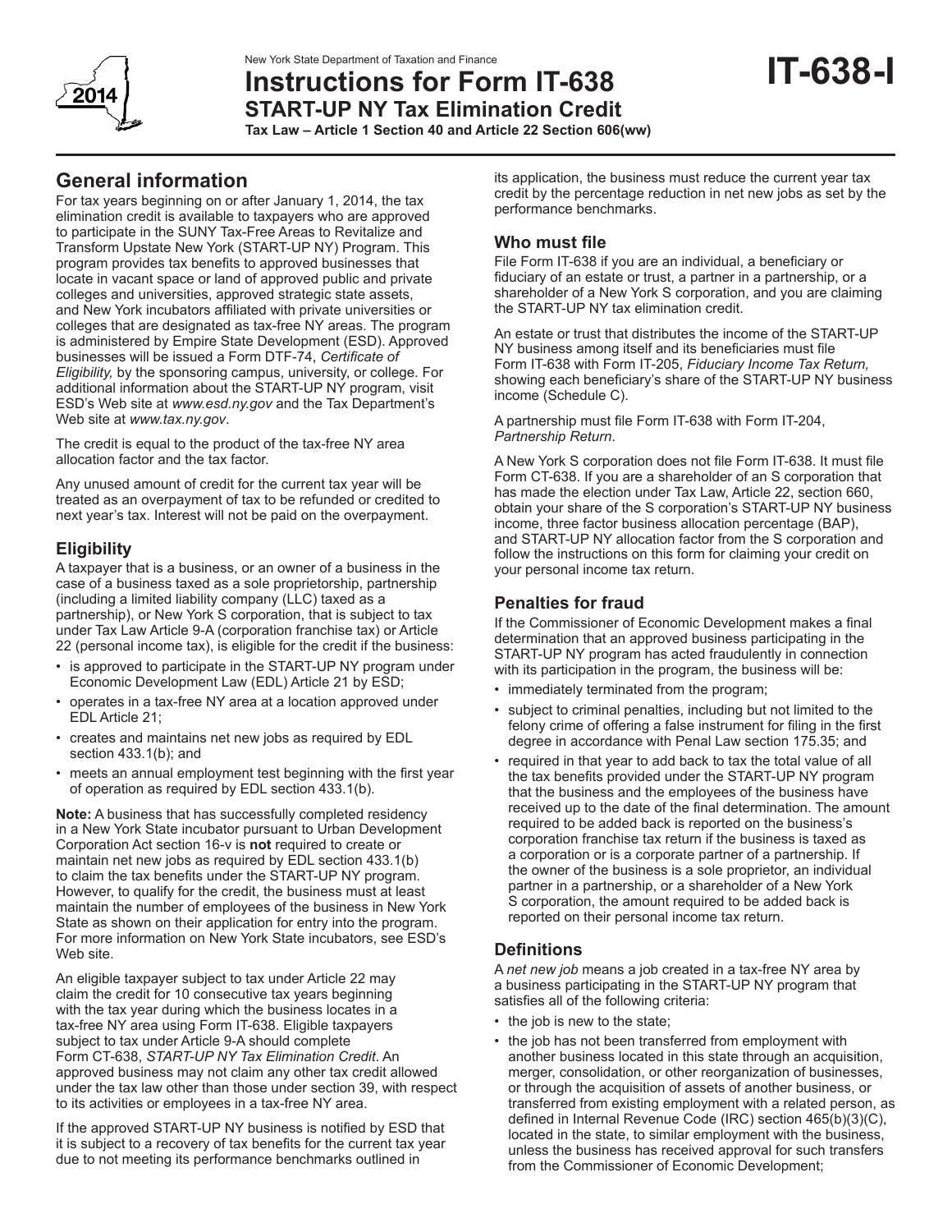New York State Department of Taxation and Finance

# Instructions for Form IT-638

## START-UP NY Tax Elimination Credit

**Tax Law – Article 1 Section 40 and Article 22 Section 606(ww)**

**IT-638-I**

## General information

For tax years beginning on or after January 1, 2014, the tax elimination credit is available to taxpayers who are approved to participate in the SUNY Tax-Free Areas to Revitalize and Transform Upstate New York (START-UP NY) Program. This program provides tax benefits to approved businesses that locate in vacant space or land of approved public and private colleges and universities, approved strategic state assets, and New York incubators affiliated with private universities or colleges that are designated as tax-free NY areas. The program is administered by Empire State Development (ESD). Approved businesses will be issued a Form DTF-74, *Certificate of Eligibility,* by the sponsoring campus, university, or college. For additional information about the START-UP NY program, visit ESD's Web site at *www.esd.ny.gov* and the Tax Department's Web site at *www.tax.ny.gov*.

The credit is equal to the product of the tax-free NY area allocation factor and the tax factor.

Any unused amount of credit for the current tax year will be treated as an overpayment of tax to be refunded or credited to next year's tax. Interest will not be paid on the overpayment.

### Eligibility

A taxpayer that is a business, or an owner of a business in the case of a business taxed as a sole proprietorship, partnership (including a limited liability company (LLC) taxed as a partnership), or New York S corporation, that is subject to tax under Tax Law Article 9-A (corporation franchise tax) or Article 22 (personal income tax), is eligible for the credit if the business:

- is approved to participate in the START-UP NY program under Economic Development Law (EDL) Article 21 by ESD;
- operates in a tax-free NY area at a location approved under EDL Article 21;
- creates and maintains net new jobs as required by EDL section 433.1(b); and
- meets an annual employment test beginning with the first year of operation as required by EDL section 433.1(b).

**Note:** A business that has successfully completed residency in a New York State incubator pursuant to Urban Development Corporation Act section 16-v is **not** required to create or maintain net new jobs as required by EDL section 433.1(b) to claim the tax benefits under the START-UP NY program. However, to qualify for the credit, the business must at least maintain the number of employees of the business in New York State as shown on their application for entry into the program. For more information on New York State incubators, see ESD's Web site.

An eligible taxpayer subject to tax under Article 22 may claim the credit for 10 consecutive tax years beginning with the tax year during which the business locates in a tax-free NY area using Form IT-638. Eligible taxpayers subject to tax under Article 9-A should complete Form CT-638, *START-UP NY Tax Elimination Credit*. An approved business may not claim any other tax credit allowed under the tax law other than those under section 39, with respect to its activities or employees in a tax-free NY area.

If the approved START-UP NY business is notified by ESD that it is subject to a recovery of tax benefits for the current tax year due to not meeting its performance benchmarks outlined in its application, the business must reduce the current year tax credit by the percentage reduction in net new jobs as set by the performance benchmarks.

### Who must file

File Form IT-638 if you are an individual, a beneficiary or fiduciary of an estate or trust, a partner in a partnership, or a shareholder of a New York S corporation, and you are claiming the START-UP NY tax elimination credit.

An estate or trust that distributes the income of the START-UP NY business among itself and its beneficiaries must file Form IT-638 with Form IT-205, *Fiduciary Income Tax Return,* showing each beneficiary's share of the START-UP NY business income (Schedule C).

A partnership must file Form IT-638 with Form IT-204, *Partnership Return*.

A New York S corporation does not file Form IT-638. It must file Form CT-638. If you are a shareholder of an S corporation that has made the election under Tax Law, Article 22, section 660, obtain your share of the S corporation's START-UP NY business income, three factor business allocation percentage (BAP), and START-UP NY allocation factor from the S corporation and follow the instructions on this form for claiming your credit on your personal income tax return.

### Penalties for fraud

If the Commissioner of Economic Development makes a final determination that an approved business participating in the START-UP NY program has acted fraudulently in connection with its participation in the program, the business will be:

- immediately terminated from the program;
- subject to criminal penalties, including but not limited to the felony crime of offering a false instrument for filing in the first degree in accordance with Penal Law section 175.35; and
- required in that year to add back to tax the total value of all the tax benefits provided under the START-UP NY program that the business and the employees of the business have received up to the date of the final determination. The amount required to be added back is reported on the business's corporation franchise tax return if the business is taxed as a corporation or is a corporate partner of a partnership. If the owner of the business is a sole proprietor, an individual partner in a partnership, or a shareholder of a New York S corporation, the amount required to be added back is reported on their personal income tax return.

### Definitions

A *net new job* means a job created in a tax-free NY area by a business participating in the START-UP NY program that satisfies all of the following criteria:

- the job is new to the state;
- the job has not been transferred from employment with another business located in this state through an acquisition, merger, consolidation, or other reorganization of businesses, or through the acquisition of assets of another business, or transferred from existing employment with a related person, as defined in Internal Revenue Code (IRC) section 465(b)(3)(C), located in the state, to similar employment with the business, unless the business has received approval for such transfers from the Commissioner of Economic Development;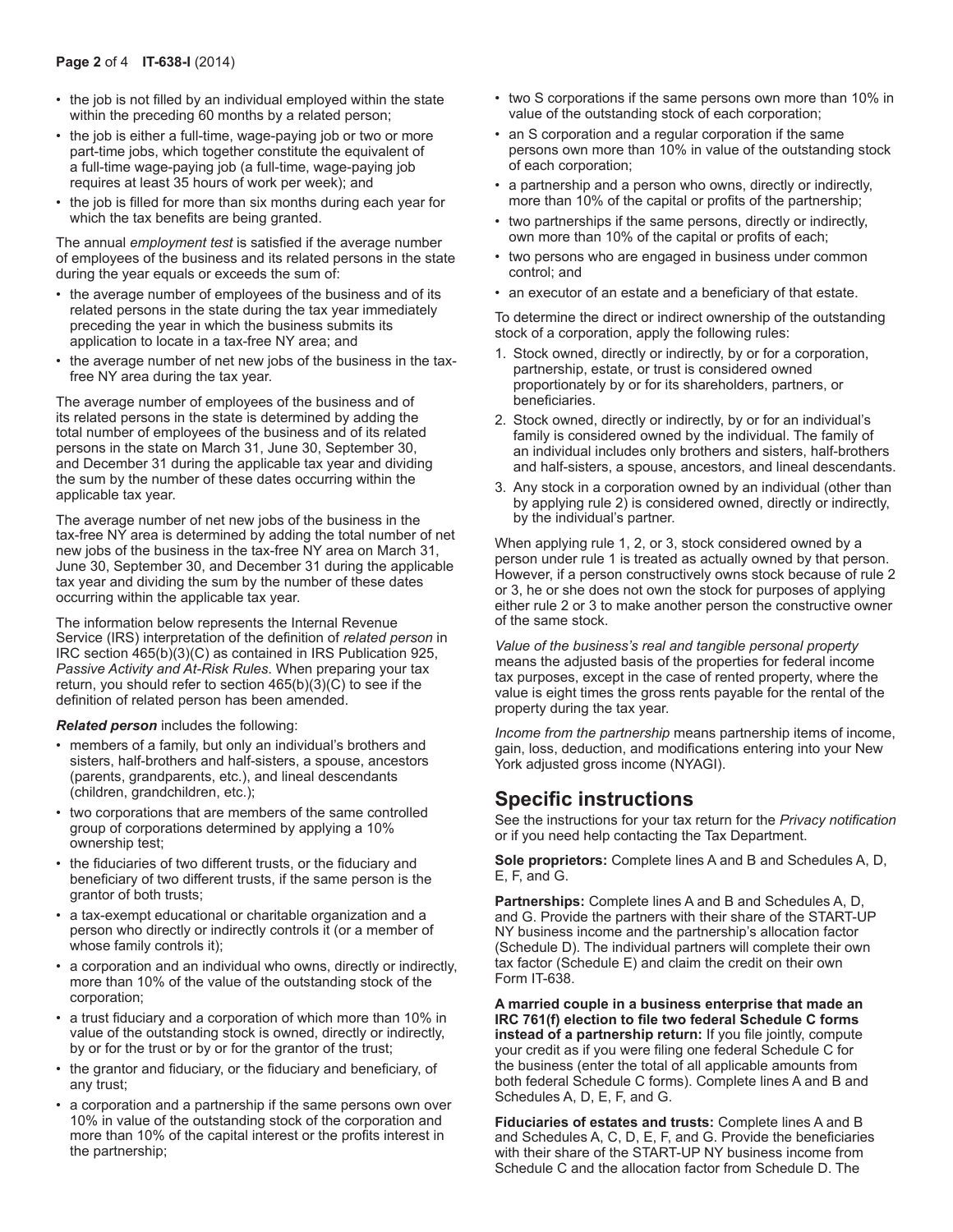- the job is not filled by an individual employed within the state within the preceding 60 months by a related person;
- the job is either a full-time, wage-paying job or two or more part-time jobs, which together constitute the equivalent of a full-time wage-paying job (a full-time, wage-paying job requires at least 35 hours of work per week); and
- the job is filled for more than six months during each year for which the tax benefits are being granted.

The annual *employment test* is satisfied if the average number of employees of the business and its related persons in the state during the year equals or exceeds the sum of:

- the average number of employees of the business and of its related persons in the state during the tax year immediately preceding the year in which the business submits its application to locate in a tax-free NY area; and
- the average number of net new jobs of the business in the tax-free NY area during the tax year.

The average number of employees of the business and of its related persons in the state is determined by adding the total number of employees of the business and of its related persons in the state on March 31, June 30, September 30, and December 31 during the applicable tax year and dividing the sum by the number of these dates occurring within the applicable tax year.

The average number of net new jobs of the business in the tax-free NY area is determined by adding the total number of net new jobs of the business in the tax-free NY area on March 31, June 30, September 30, and December 31 during the applicable tax year and dividing the sum by the number of these dates occurring within the applicable tax year.

The information below represents the Internal Revenue Service (IRS) interpretation of the definition of *related person* in IRC section 465(b)(3)(C) as contained in IRS Publication 925, *Passive Activity and At-Risk Rules*. When preparing your tax return, you should refer to section 465(b)(3)(C) to see if the definition of related person has been amended.

***Related person*** includes the following:

- members of a family, but only an individual's brothers and sisters, half-brothers and half-sisters, a spouse, ancestors (parents, grandparents, etc.), and lineal descendants (children, grandchildren, etc.);
- two corporations that are members of the same controlled group of corporations determined by applying a 10% ownership test;
- the fiduciaries of two different trusts, or the fiduciary and beneficiary of two different trusts, if the same person is the grantor of both trusts;
- a tax-exempt educational or charitable organization and a person who directly or indirectly controls it (or a member of whose family controls it);
- a corporation and an individual who owns, directly or indirectly, more than 10% of the value of the outstanding stock of the corporation;
- a trust fiduciary and a corporation of which more than 10% in value of the outstanding stock is owned, directly or indirectly, by or for the trust or by or for the grantor of the trust;
- the grantor and fiduciary, or the fiduciary and beneficiary, of any trust;
- a corporation and a partnership if the same persons own over 10% in value of the outstanding stock of the corporation and more than 10% of the capital interest or the profits interest in the partnership;
- two S corporations if the same persons own more than 10% in value of the outstanding stock of each corporation;
- an S corporation and a regular corporation if the same persons own more than 10% in value of the outstanding stock of each corporation;
- a partnership and a person who owns, directly or indirectly, more than 10% of the capital or profits of the partnership;
- two partnerships if the same persons, directly or indirectly, own more than 10% of the capital or profits of each;
- two persons who are engaged in business under common control; and
- an executor of an estate and a beneficiary of that estate.

To determine the direct or indirect ownership of the outstanding stock of a corporation, apply the following rules:

1. Stock owned, directly or indirectly, by or for a corporation, partnership, estate, or trust is considered owned proportionately by or for its shareholders, partners, or beneficiaries.
2. Stock owned, directly or indirectly, by or for an individual's family is considered owned by the individual. The family of an individual includes only brothers and sisters, half-brothers and half-sisters, a spouse, ancestors, and lineal descendants.
3. Any stock in a corporation owned by an individual (other than by applying rule 2) is considered owned, directly or indirectly, by the individual's partner.

When applying rule 1, 2, or 3, stock considered owned by a person under rule 1 is treated as actually owned by that person. However, if a person constructively owns stock because of rule 2 or 3, he or she does not own the stock for purposes of applying either rule 2 or 3 to make another person the constructive owner of the same stock.

*Value of the business's real and tangible personal property* means the adjusted basis of the properties for federal income tax purposes, except in the case of rented property, where the value is eight times the gross rents payable for the rental of the property during the tax year.

*Income from the partnership* means partnership items of income, gain, loss, deduction, and modifications entering into your New York adjusted gross income (NYAGI).

## Specific instructions

See the instructions for your tax return for the *Privacy notification* or if you need help contacting the Tax Department.

**Sole proprietors:** Complete lines A and B and Schedules A, D, E, F, and G.

**Partnerships:** Complete lines A and B and Schedules A, D, and G. Provide the partners with their share of the START-UP NY business income and the partnership's allocation factor (Schedule D). The individual partners will complete their own tax factor (Schedule E) and claim the credit on their own Form IT-638.

**A married couple in a business enterprise that made an IRC 761(f) election to file two federal Schedule C forms instead of a partnership return:** If you file jointly, compute your credit as if you were filing one federal Schedule C for the business (enter the total of all applicable amounts from both federal Schedule C forms). Complete lines A and B and Schedules A, D, E, F, and G.

**Fiduciaries of estates and trusts:** Complete lines A and B and Schedules A, C, D, E, F, and G. Provide the beneficiaries with their share of the START-UP NY business income from Schedule C and the allocation factor from Schedule D. The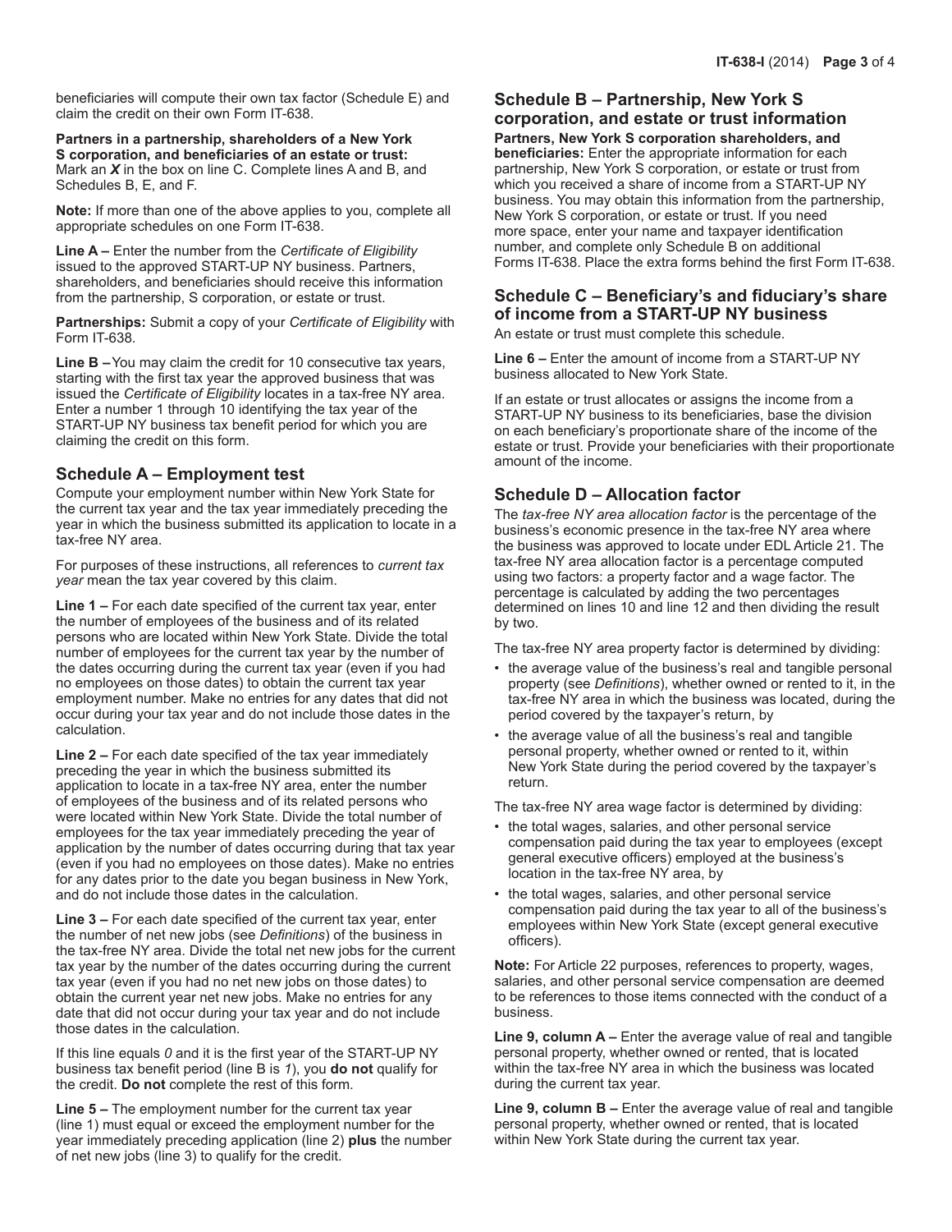beneficiaries will compute their own tax factor (Schedule E) and claim the credit on their own Form IT-638.

**Partners in a partnership, shareholders of a New York S corporation, and beneficiaries of an estate or trust:** Mark an ***X*** in the box on line C. Complete lines A and B, and Schedules B, E, and F.

**Note:** If more than one of the above applies to you, complete all appropriate schedules on one Form IT-638.

**Line A –** Enter the number from the *Certificate of Eligibility* issued to the approved START-UP NY business. Partners, shareholders, and beneficiaries should receive this information from the partnership, S corporation, or estate or trust.

**Partnerships:** Submit a copy of your *Certificate of Eligibility* with Form IT-638.

**Line B –** You may claim the credit for 10 consecutive tax years, starting with the first tax year the approved business that was issued the *Certificate of Eligibility* locates in a tax-free NY area. Enter a number 1 through 10 identifying the tax year of the START-UP NY business tax benefit period for which you are claiming the credit on this form.

## Schedule A – Employment test

Compute your employment number within New York State for the current tax year and the tax year immediately preceding the year in which the business submitted its application to locate in a tax-free NY area.

For purposes of these instructions, all references to *current tax year* mean the tax year covered by this claim.

**Line 1 –** For each date specified of the current tax year, enter the number of employees of the business and of its related persons who are located within New York State. Divide the total number of employees for the current tax year by the number of the dates occurring during the current tax year (even if you had no employees on those dates) to obtain the current tax year employment number. Make no entries for any dates that did not occur during your tax year and do not include those dates in the calculation.

**Line 2 –** For each date specified of the tax year immediately preceding the year in which the business submitted its application to locate in a tax-free NY area, enter the number of employees of the business and of its related persons who were located within New York State. Divide the total number of employees for the tax year immediately preceding the year of application by the number of dates occurring during that tax year (even if you had no employees on those dates). Make no entries for any dates prior to the date you began business in New York, and do not include those dates in the calculation.

**Line 3 –** For each date specified of the current tax year, enter the number of net new jobs (see *Definitions*) of the business in the tax-free NY area. Divide the total net new jobs for the current tax year by the number of the dates occurring during the current tax year (even if you had no net new jobs on those dates) to obtain the current year net new jobs. Make no entries for any date that did not occur during your tax year and do not include those dates in the calculation.

If this line equals *0* and it is the first year of the START-UP NY business tax benefit period (line B is *1*), you **do not** qualify for the credit. **Do not** complete the rest of this form.

**Line 5 –** The employment number for the current tax year (line 1) must equal or exceed the employment number for the year immediately preceding application (line 2) **plus** the number of net new jobs (line 3) to qualify for the credit.

## Schedule B – Partnership, New York S corporation, and estate or trust information

**Partners, New York S corporation shareholders, and beneficiaries:** Enter the appropriate information for each partnership, New York S corporation, or estate or trust from which you received a share of income from a START-UP NY business. You may obtain this information from the partnership, New York S corporation, or estate or trust. If you need more space, enter your name and taxpayer identification number, and complete only Schedule B on additional Forms IT-638. Place the extra forms behind the first Form IT-638.

## Schedule C – Beneficiary's and fiduciary's share of income from a START-UP NY business

An estate or trust must complete this schedule.

**Line 6 –** Enter the amount of income from a START-UP NY business allocated to New York State.

If an estate or trust allocates or assigns the income from a START-UP NY business to its beneficiaries, base the division on each beneficiary's proportionate share of the income of the estate or trust. Provide your beneficiaries with their proportionate amount of the income.

## Schedule D – Allocation factor

The *tax-free NY area allocation factor* is the percentage of the business's economic presence in the tax-free NY area where the business was approved to locate under EDL Article 21. The tax-free NY area allocation factor is a percentage computed using two factors: a property factor and a wage factor. The percentage is calculated by adding the two percentages determined on lines 10 and line 12 and then dividing the result by two.

The tax-free NY area property factor is determined by dividing:

- the average value of the business's real and tangible personal property (see *Definitions*), whether owned or rented to it, in the tax-free NY area in which the business was located, during the period covered by the taxpayer's return, by
- the average value of all the business's real and tangible personal property, whether owned or rented to it, within New York State during the period covered by the taxpayer's return.

The tax-free NY area wage factor is determined by dividing:

- the total wages, salaries, and other personal service compensation paid during the tax year to employees (except general executive officers) employed at the business's location in the tax-free NY area, by
- the total wages, salaries, and other personal service compensation paid during the tax year to all of the business's employees within New York State (except general executive officers).

**Note:** For Article 22 purposes, references to property, wages, salaries, and other personal service compensation are deemed to be references to those items connected with the conduct of a business.

**Line 9, column A –** Enter the average value of real and tangible personal property, whether owned or rented, that is located within the tax-free NY area in which the business was located during the current tax year.

**Line 9, column B –** Enter the average value of real and tangible personal property, whether owned or rented, that is located within New York State during the current tax year.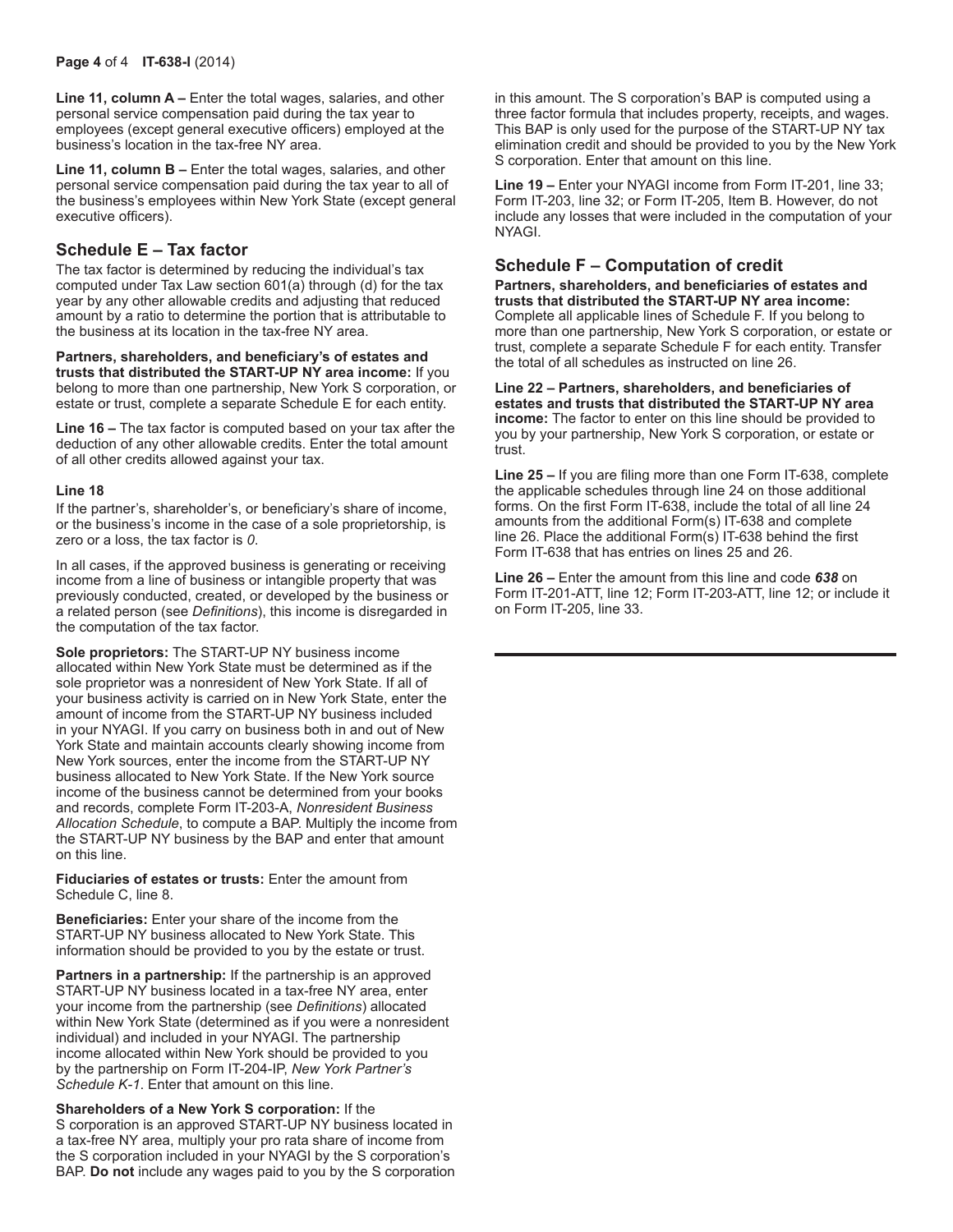**Line 11, column A –** Enter the total wages, salaries, and other personal service compensation paid during the tax year to employees (except general executive officers) employed at the business's location in the tax-free NY area.

**Line 11, column B –** Enter the total wages, salaries, and other personal service compensation paid during the tax year to all of the business's employees within New York State (except general executive officers).

## Schedule E – Tax factor

The tax factor is determined by reducing the individual's tax computed under Tax Law section 601(a) through (d) for the tax year by any other allowable credits and adjusting that reduced amount by a ratio to determine the portion that is attributable to the business at its location in the tax-free NY area.

**Partners, shareholders, and beneficiary's of estates and trusts that distributed the START-UP NY area income:** If you belong to more than one partnership, New York S corporation, or estate or trust, complete a separate Schedule E for each entity.

**Line 16 –** The tax factor is computed based on your tax after the deduction of any other allowable credits. Enter the total amount of all other credits allowed against your tax.

**Line 18**

If the partner's, shareholder's, or beneficiary's share of income, or the business's income in the case of a sole proprietorship, is zero or a loss, the tax factor is *0*.

In all cases, if the approved business is generating or receiving income from a line of business or intangible property that was previously conducted, created, or developed by the business or a related person (see *Definitions*), this income is disregarded in the computation of the tax factor.

**Sole proprietors:** The START-UP NY business income allocated within New York State must be determined as if the sole proprietor was a nonresident of New York State. If all of your business activity is carried on in New York State, enter the amount of income from the START-UP NY business included in your NYAGI. If you carry on business both in and out of New York State and maintain accounts clearly showing income from New York sources, enter the income from the START-UP NY business allocated to New York State. If the New York source income of the business cannot be determined from your books and records, complete Form IT-203-A, *Nonresident Business Allocation Schedule*, to compute a BAP. Multiply the income from the START-UP NY business by the BAP and enter that amount on this line.

**Fiduciaries of estates or trusts:** Enter the amount from Schedule C, line 8.

**Beneficiaries:** Enter your share of the income from the START-UP NY business allocated to New York State. This information should be provided to you by the estate or trust.

**Partners in a partnership:** If the partnership is an approved START-UP NY business located in a tax-free NY area, enter your income from the partnership (see *Definitions*) allocated within New York State (determined as if you were a nonresident individual) and included in your NYAGI. The partnership income allocated within New York should be provided to you by the partnership on Form IT-204-IP, *New York Partner's Schedule K-1*. Enter that amount on this line.

**Shareholders of a New York S corporation:** If the S corporation is an approved START-UP NY business located in a tax-free NY area, multiply your pro rata share of income from the S corporation included in your NYAGI by the S corporation's BAP. **Do not** include any wages paid to you by the S corporation in this amount. The S corporation's BAP is computed using a three factor formula that includes property, receipts, and wages. This BAP is only used for the purpose of the START-UP NY tax elimination credit and should be provided to you by the New York S corporation. Enter that amount on this line.

**Line 19 –** Enter your NYAGI income from Form IT-201, line 33; Form IT-203, line 32; or Form IT-205, Item B. However, do not include any losses that were included in the computation of your NYAGI.

## Schedule F – Computation of credit

**Partners, shareholders, and beneficiaries of estates and trusts that distributed the START-UP NY area income:** Complete all applicable lines of Schedule F. If you belong to more than one partnership, New York S corporation, or estate or trust, complete a separate Schedule F for each entity. Transfer the total of all schedules as instructed on line 26.

**Line 22 – Partners, shareholders, and beneficiaries of estates and trusts that distributed the START-UP NY area income:** The factor to enter on this line should be provided to you by your partnership, New York S corporation, or estate or trust.

**Line 25 –** If you are filing more than one Form IT-638, complete the applicable schedules through line 24 on those additional forms. On the first Form IT-638, include the total of all line 24 amounts from the additional Form(s) IT-638 and complete line 26. Place the additional Form(s) IT-638 behind the first Form IT-638 that has entries on lines 25 and 26.

**Line 26 –** Enter the amount from this line and code ***638*** on Form IT-201-ATT, line 12; Form IT-203-ATT, line 12; or include it on Form IT-205, line 33.